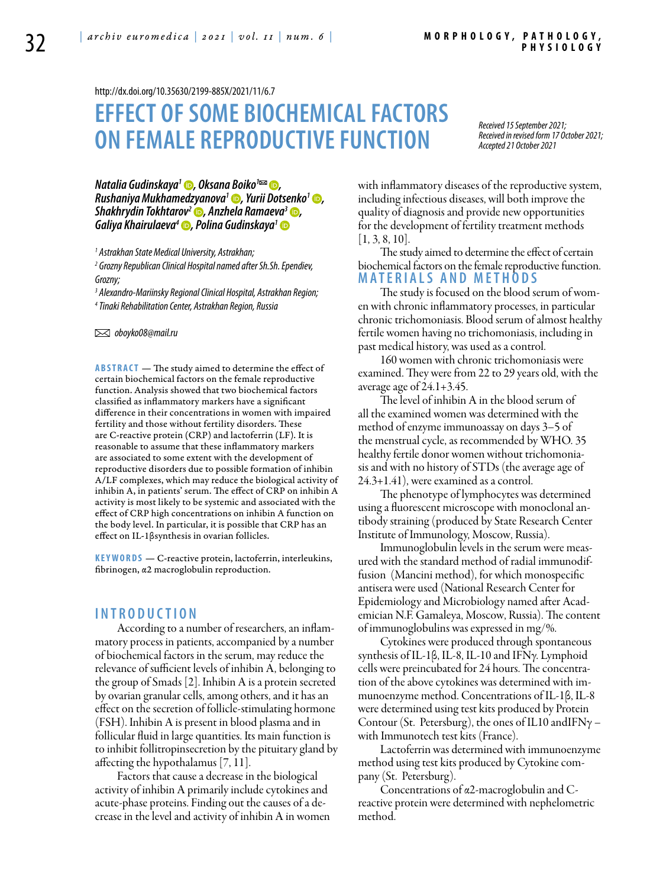http://dx.doi.org/10.35630/2199-885X/2021/11/6.7

# EFFECT OF SOME BIOCHEMICAL FACTORS ON FEMALE REPRODUCTIVE FUNCTION

*Received 15 September 2021; Received in revised form 17 October 2021; Accepted 21 October 2021*

**Natalia Gudinskaya[1], Oksana Boiko[1], Rushaniya Mukhamedzyanova[1], Yurii Dotsenko[1], Shakhrydin Tokhtarov[2], Anzhela Ramaeva[3], Galiya Khairulaeva[4], Polina Gudinskaya[1]**

[1] Astrakhan State Medical University, Astrakhan;
[2] Grozny Republican Clinical Hospital named after Sh.Sh. Ependiev, Grozny;
[3] Alexandro-Mariinsky Regional Clinical Hospital, Astrakhan Region;
[4] Tinaki Rehabilitation Center, Astrakhan Region, Russia

oboyko08@mail.ru

**ABSTRACT** — The study aimed to determine the effect of certain biochemical factors on the female reproductive function. Analysis showed that two biochemical factors classified as inflammatory markers have a significant difference in their concentrations in women with impaired fertility and those without fertility disorders. These are C-reactive protein (CRP) and lactoferrin (LF). It is reasonable to assume that these inflammatory markers are associated to some extent with the development of reproductive disorders due to possible formation of inhibin A/LF complexes, which may reduce the biological activity of inhibin A, in patients' serum. The effect of CRP on inhibin A activity is most likely to be systemic and associated with the effect of CRP high concentrations on inhibin A function on the body level. In particular, it is possible that CRP has an effect on IL-1βsynthesis in ovarian follicles.

**KEYWORDS** — C-reactive protein, lactoferrin, interleukins, fibrinogen, α2 macroglobulin reproduction.

## INTRODUCTION

According to a number of researchers, an inflammatory process in patients, accompanied by a number of biochemical factors in the serum, may reduce the relevance of sufficient levels of inhibin A, belonging to the group of Smads [2]. Inhibin A is a protein secreted by ovarian granular cells, among others, and it has an effect on the secretion of follicle-stimulating hormone (FSH). Inhibin A is present in blood plasma and in follicular fluid in large quantities. Its main function is to inhibit follitropinsecretion by the pituitary gland by affecting the hypothalamus [7, 11].

Factors that cause a decrease in the biological activity of inhibin A primarily include cytokines and acute-phase proteins. Finding out the causes of a decrease in the level and activity of inhibin A in women with inflammatory diseases of the reproductive system, including infectious diseases, will both improve the quality of diagnosis and provide new opportunities for the development of fertility treatment methods [1, 3, 8, 10].

The study aimed to determine the effect of certain biochemical factors on the female reproductive function.

## MATERIALS AND METHODS

The study is focused on the blood serum of women with chronic inflammatory processes, in particular chronic trichomoniasis. Blood serum of almost healthy fertile women having no trichomoniasis, including in past medical history, was used as a control.

160 women with chronic trichomoniasis were examined. They were from 22 to 29 years old, with the average age of 24.1+3.45.

The level of inhibin A in the blood serum of all the examined women was determined with the method of enzyme immunoassay on days 3–5 of the menstrual cycle, as recommended by WHO. 35 healthy fertile donor women without trichomoniasis and with no history of STDs (the average age of 24.3+1.41), were examined as a control.

The phenotype of lymphocytes was determined using a fluorescent microscope with monoclonal antibody staining (produced by State Research Center Institute of Immunology, Moscow, Russia).

Immunoglobulin levels in the serum were measured with the standard method of radial immunodiffusion (Mancini method), for which monospecific antisera were used (National Research Center for Epidemiology and Microbiology named after Academician N.F. Gamaleya, Moscow, Russia). The content of immunoglobulins was expressed in mg/%.

Cytokines were produced through spontaneous synthesis of IL-1β, IL-8, IL-10 and IFNγ. Lymphoid cells were preincubated for 24 hours. The concentration of the above cytokines was determined with immunoenzyme method. Concentrations of IL-1β, IL-8 were determined using test kits produced by Protein Contour (St. Petersburg), the ones of IL10 andIFNγ – with Immunotech test kits (France).

Lactoferrin was determined with immunoenzyme method using test kits produced by Cytokine company (St. Petersburg).

Concentrations of α2-macroglobulin and C-reactive protein were determined with nephelometric method.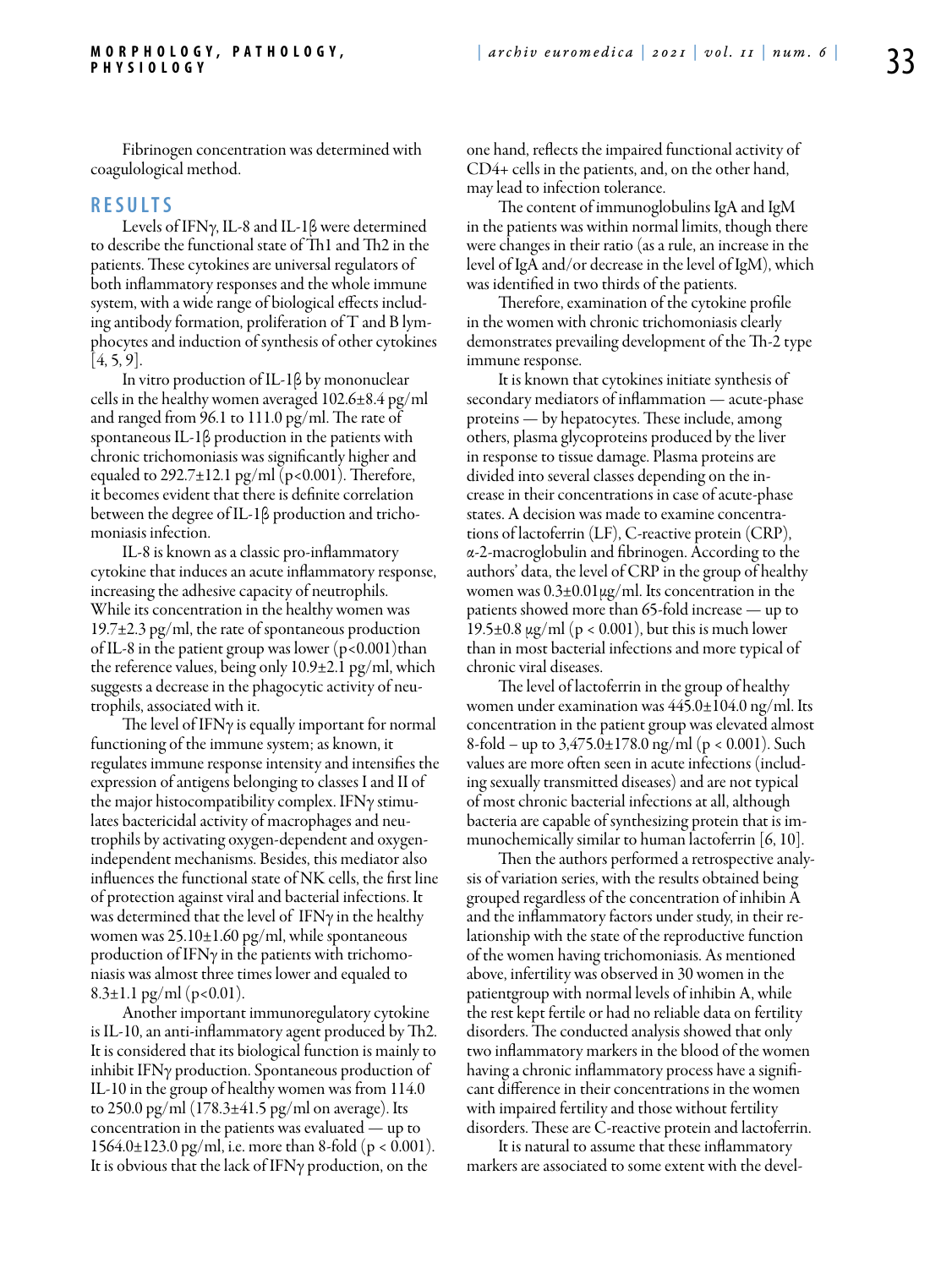Fibrinogen concentration was determined with coagulological method.

## RESULTS

Levels of IFNγ, IL-8 and IL-1β were determined to describe the functional state of Th1 and Th2 in the patients. These cytokines are universal regulators of both inflammatory responses and the whole immune system, with a wide range of biological effects including antibody formation, proliferation of T and B lymphocytes and induction of synthesis of other cytokines [4, 5, 9].

In vitro production of IL-1β by mononuclear cells in the healthy women averaged 102.6±8.4 pg/ml and ranged from 96.1 to 111.0 pg/ml. The rate of spontaneous IL-1β production in the patients with chronic trichomoniasis was significantly higher and equaled to 292.7±12.1 pg/ml ($p<0.001$). Therefore, it becomes evident that there is definite correlation between the degree of IL-1β production and trichomoniasis infection.

IL-8 is known as a classic pro-inflammatory cytokine that induces an acute inflammatory response, increasing the adhesive capacity of neutrophils. While its concentration in the healthy women was 19.7±2.3 pg/ml, the rate of spontaneous production of IL-8 in the patient group was lower ($p<0.001$)than the reference values, being only 10.9±2.1 pg/ml, which suggests a decrease in the phagocytic activity of neutrophils, associated with it.

The level of IFNγ is equally important for normal functioning of the immune system; as known, it regulates immune response intensity and intensifies the expression of antigens belonging to classes I and II of the major histocompatibility complex. IFNγ stimulates bactericidal activity of macrophages and neutrophils by activating oxygen-dependent and oxygen-independent mechanisms. Besides, this mediator also influences the functional state of NK cells, the first line of protection against viral and bacterial infections. It was determined that the level of IFNγ in the healthy women was 25.10±1.60 pg/ml, while spontaneous production of IFNγ in the patients with trichomoniasis was almost three times lower and equaled to 8.3±1.1 pg/ml ($p<0.01$).

Another important immunoregulatory cytokine is IL-10, an anti-inflammatory agent produced by Th2. It is considered that its biological function is mainly to inhibit IFNγ production. Spontaneous production of IL-10 in the group of healthy women was from 114.0 to 250.0 pg/ml (178.3±41.5 pg/ml on average). Its concentration in the patients was evaluated — up to 1564.0±123.0 pg/ml, i.e. more than 8-fold ($p < 0.001$). It is obvious that the lack of IFNγ production, on the one hand, reflects the impaired functional activity of CD4+ cells in the patients, and, on the other hand, may lead to infection tolerance.

The content of immunoglobulins IgA and IgM in the patients was within normal limits, though there were changes in their ratio (as a rule, an increase in the level of IgA and/or decrease in the level of IgM), which was identified in two thirds of the patients.

Therefore, examination of the cytokine profile in the women with chronic trichomoniasis clearly demonstrates prevailing development of the Th-2 type immune response.

It is known that cytokines initiate synthesis of secondary mediators of inflammation — acute-phase proteins — by hepatocytes. These include, among others, plasma glycoproteins produced by the liver in response to tissue damage. Plasma proteins are divided into several classes depending on the increase in their concentrations in case of acute-phase states. A decision was made to examine concentrations of lactoferrin (LF), C-reactive protein (CRP), α-2-macroglobulin and fibrinogen. According to the authors' data, the level of CRP in the group of healthy women was 0.3±0.01μg/ml. Its concentration in the patients showed more than 65-fold increase — up to 19.5±0.8 μg/ml ($p < 0.001$), but this is much lower than in most bacterial infections and more typical of chronic viral diseases.

The level of lactoferrin in the group of healthy women under examination was 445.0±104.0 ng/ml. Its concentration in the patient group was elevated almost 8-fold – up to 3,475.0±178.0 ng/ml ($p < 0.001$). Such values are more often seen in acute infections (including sexually transmitted diseases) and are not typical of most chronic bacterial infections at all, although bacteria are capable of synthesizing protein that is immunochemically similar to human lactoferrin [6, 10].

Then the authors performed a retrospective analysis of variation series, with the results obtained being grouped regardless of the concentration of inhibin A and the inflammatory factors under study, in their relationship with the state of the reproductive function of the women having trichomoniasis. As mentioned above, infertility was observed in 30 women in the patientgroup with normal levels of inhibin A, while the rest kept fertile or had no reliable data on fertility disorders. The conducted analysis showed that only two inflammatory markers in the blood of the women having a chronic inflammatory process have a significant difference in their concentrations in the women with impaired fertility and those without fertility disorders. These are C-reactive protein and lactoferrin.

It is natural to assume that these inflammatory markers are associated to some extent with the devel-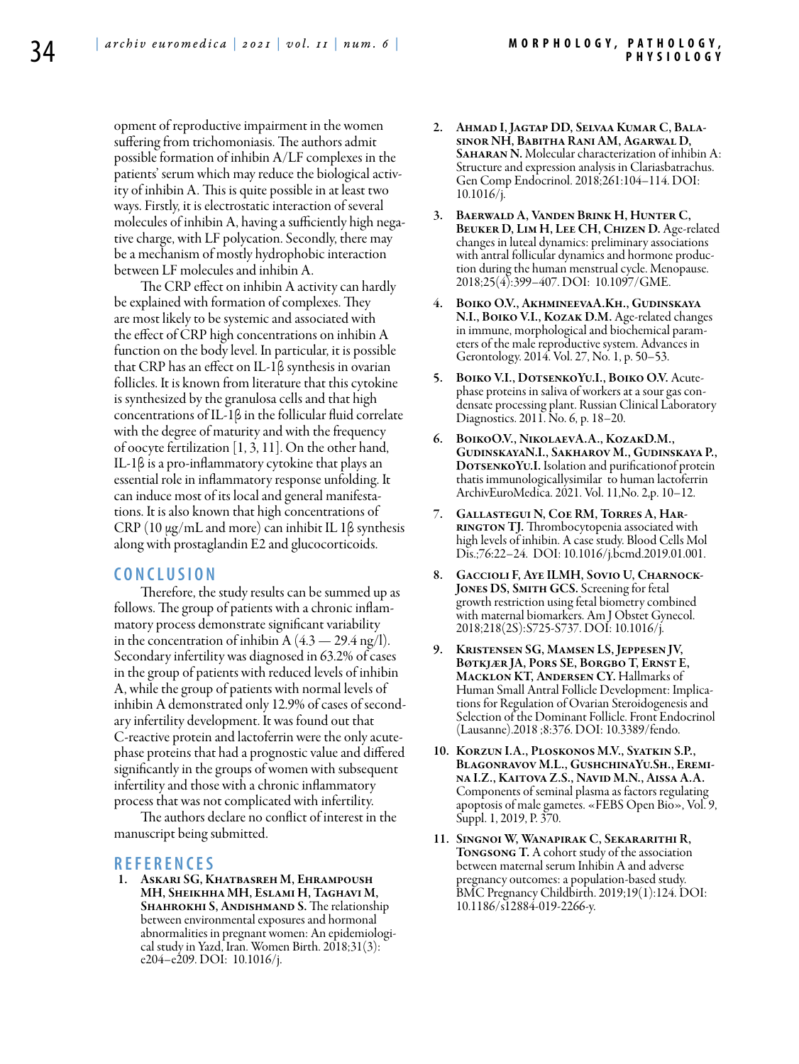opment of reproductive impairment in the women suffering from trichomoniasis. The authors admit possible formation of inhibin A/LF complexes in the patients' serum which may reduce the biological activity of inhibin A. This is quite possible in at least two ways. Firstly, it is electrostatic interaction of several molecules of inhibin A, having a sufficiently high negative charge, with LF polycation. Secondly, there may be a mechanism of mostly hydrophobic interaction between LF molecules and inhibin A.

The CRP effect on inhibin A activity can hardly be explained with formation of complexes. They are most likely to be systemic and associated with the effect of CRP high concentrations on inhibin A function on the body level. In particular, it is possible that CRP has an effect on IL-1β synthesis in ovarian follicles. It is known from literature that this cytokine is synthesized by the granulosa cells and that high concentrations of IL-1β in the follicular fluid correlate with the degree of maturity and with the frequency of oocyte fertilization [1, 3, 11]. On the other hand, IL-1β is a pro-inflammatory cytokine that plays an essential role in inflammatory response unfolding. It can induce most of its local and general manifestations. It is also known that high concentrations of CRP (10 µg/mL and more) can inhibit IL 1β synthesis along with prostaglandin E2 and glucocorticoids.

## CONCLUSION

Therefore, the study results can be summed up as follows. The group of patients with a chronic inflammatory process demonstrate significant variability in the concentration of inhibin A (4.3 — 29.4 ng/l). Secondary infertility was diagnosed in 63.2% of cases in the group of patients with reduced levels of inhibin A, while the group of patients with normal levels of inhibin A demonstrated only 12.9% of cases of secondary infertility development. It was found out that C-reactive protein and lactoferrin were the only acute-phase proteins that had a prognostic value and differed significantly in the groups of women with subsequent infertility and those with a chronic inflammatory process that was not complicated with infertility.

The authors declare no conflict of interest in the manuscript being submitted.

## REFERENCES

1. **Askari SG, Khatbasreh M, Ehrampoush MH, Sheikhha MH, Eslami H, Taghavi M, Shahrokhi S, Andishmand S.** The relationship between environmental exposures and hormonal abnormalities in pregnant women: An epidemiological study in Yazd, Iran. Women Birth. 2018;31(3): e204–e209. DOI: 10.1016/j.
2. **Ahmad I, Jagtap DD, Selvaa Kumar C, Balasinor NH, Babitha Rani AM, Agarwal D, Saharan N.** Molecular characterization of inhibin A: Structure and expression analysis in Clariasbatrachus. Gen Comp Endocrinol. 2018;261:104–114. DOI: 10.1016/j.
3. **Baerwald A, Vanden Brink H, Hunter C, Beuker D, Lim H, Lee CH, Chizen D.** Age-related changes in luteal dynamics: preliminary associations with antral follicular dynamics and hormone production during the human menstrual cycle. Menopause. 2018;25(4):399–407. DOI: 10.1097/GME.
4. **Boiko O.V., AkhmineevaA.Kh., Gudinskaya N.I., Boiko V.I., Kozak D.M.** Age-related changes in immune, morphological and biochemical parameters of the male reproductive system. Advances in Gerontology. 2014. Vol. 27, No. 1, p. 50–53.
5. **Boiko V.I., DotsenkoYu.I., Boiko O.V.** Acute-phase proteins in saliva of workers at a sour gas condensate processing plant. Russian Clinical Laboratory Diagnostics. 2011. No. 6, p. 18–20.
6. **BoikoO.V., NikolaevA.A., KozakD.M., GudinskayaN.I., Sakharov M., Gudinskaya P., DotsenkoYu.I.** Isolation and purificationof protein thatis immunologicallysimilar to human lactoferrin ArchivEuroMedica. 2021. Vol. 11,No. 2,p. 10–12.
7. **Gallastegui N, Coe RM, Torres A, Harrington TJ.** Thrombocytopenia associated with high levels of inhibin. A case study. Blood Cells Mol Dis.;76:22–24. DOI: 10.1016/j.bcmd.2019.01.001.
8. **Gaccioli F, Aye ILMH, Sovio U, Charnock-Jones DS, Smith GCS.** Screening for fetal growth restriction using fetal biometry combined with maternal biomarkers. Am J Obstet Gynecol. 2018;218(2S):S725-S737. DOI: 10.1016/j.
9. **Kristensen SG, Mamsen LS, Jeppesen JV, Bøtkjær JA, Pors SE, Borgbo T, Ernst E, Macklon KT, Andersen CY.** Hallmarks of Human Small Antral Follicle Development: Implications for Regulation of Ovarian Steroidogenesis and Selection of the Dominant Follicle. Front Endocrinol (Lausanne).2018 ;8:376. DOI: 10.3389/fendo.
10. **Korzun I.A., Ploskonos M.V., Syatkin S.P., Blagonravov M.L., GushchinaYu.Sh., Eremina I.Z., Kaitova Z.S., Navid M.N., Aissa A.A.** Components of seminal plasma as factors regulating apoptosis of male gametes. «FEBS Open Bio», Vol. 9, Suppl. 1, 2019, P. 370.
11. **Singnoi W, Wanapirak C, Sekararithi R, Tongsong T.** A cohort study of the association between maternal serum Inhibin A and adverse pregnancy outcomes: a population-based study. BMC Pregnancy Childbirth. 2019;19(1):124. DOI: 10.1186/s12884-019-2266-y.